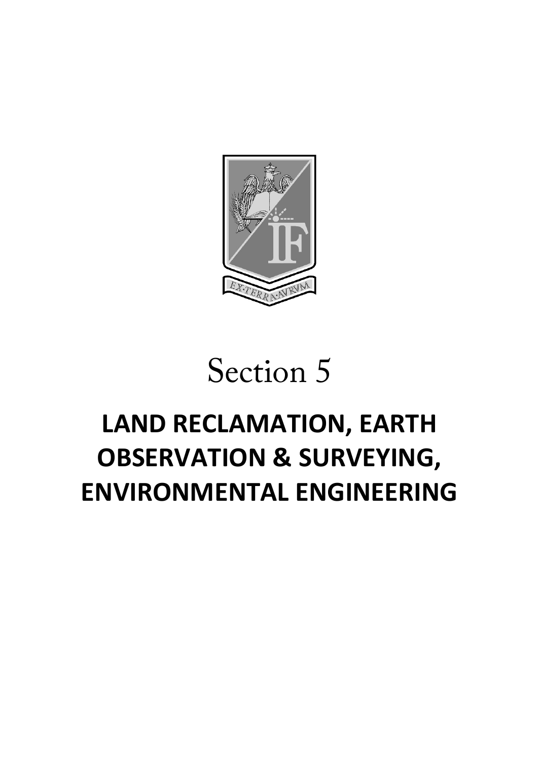# Section 5

# LAND RECLAMATION, EARTH OBSERVATION & SURVEYING, ENVIRONMENTAL ENGINEERING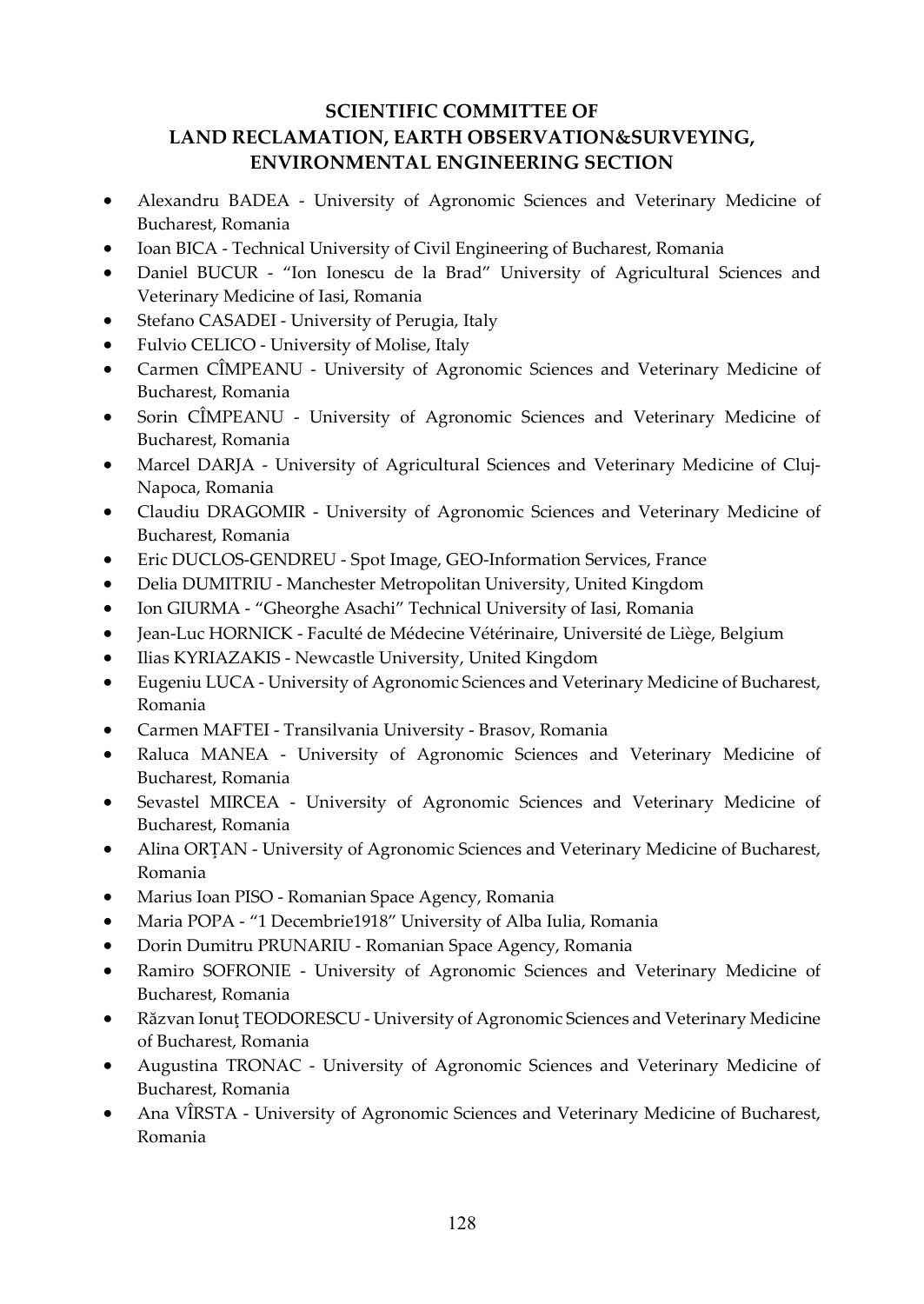## SCIENTIFIC COMMITTEE OF LAND RECLAMATION, EARTH OBSERVATION&SURVEYING, ENVIRONMENTAL ENGINEERING SECTION

- Alexandru BADEA - University of Agronomic Sciences and Veterinary Medicine of Bucharest, Romania
- Ioan BICA - Technical University of Civil Engineering of Bucharest, Romania
- Daniel BUCUR - "Ion Ionescu de la Brad" University of Agricultural Sciences and Veterinary Medicine of Iasi, Romania
- Stefano CASADEI - University of Perugia, Italy
- Fulvio CELICO - University of Molise, Italy
- Carmen CÎMPEANU - University of Agronomic Sciences and Veterinary Medicine of Bucharest, Romania
- Sorin CÎMPEANU - University of Agronomic Sciences and Veterinary Medicine of Bucharest, Romania
- Marcel DARJA - University of Agricultural Sciences and Veterinary Medicine of Cluj-Napoca, Romania
- Claudiu DRAGOMIR - University of Agronomic Sciences and Veterinary Medicine of Bucharest, Romania
- Eric DUCLOS-GENDREU - Spot Image, GEO-Information Services, France
- Delia DUMITRIU - Manchester Metropolitan University, United Kingdom
- Ion GIURMA - "Gheorghe Asachi" Technical University of Iasi, Romania
- Jean-Luc HORNICK - Faculté de Médecine Vétérinaire, Université de Liège, Belgium
- Ilias KYRIAZAKIS - Newcastle University, United Kingdom
- Eugeniu LUCA - University of Agronomic Sciences and Veterinary Medicine of Bucharest, Romania
- Carmen MAFTEI - Transilvania University - Brasov, Romania
- Raluca MANEA - University of Agronomic Sciences and Veterinary Medicine of Bucharest, Romania
- Sevastel MIRCEA - University of Agronomic Sciences and Veterinary Medicine of Bucharest, Romania
- Alina ORȚAN - University of Agronomic Sciences and Veterinary Medicine of Bucharest, Romania
- Marius Ioan PISO - Romanian Space Agency, Romania
- Maria POPA - "1 Decembrie1918" University of Alba Iulia, Romania
- Dorin Dumitru PRUNARIU - Romanian Space Agency, Romania
- Ramiro SOFRONIE - University of Agronomic Sciences and Veterinary Medicine of Bucharest, Romania
- Răzvan Ionuț TEODORESCU - University of Agronomic Sciences and Veterinary Medicine of Bucharest, Romania
- Augustina TRONAC - University of Agronomic Sciences and Veterinary Medicine of Bucharest, Romania
- Ana VÎRSTA - University of Agronomic Sciences and Veterinary Medicine of Bucharest, Romania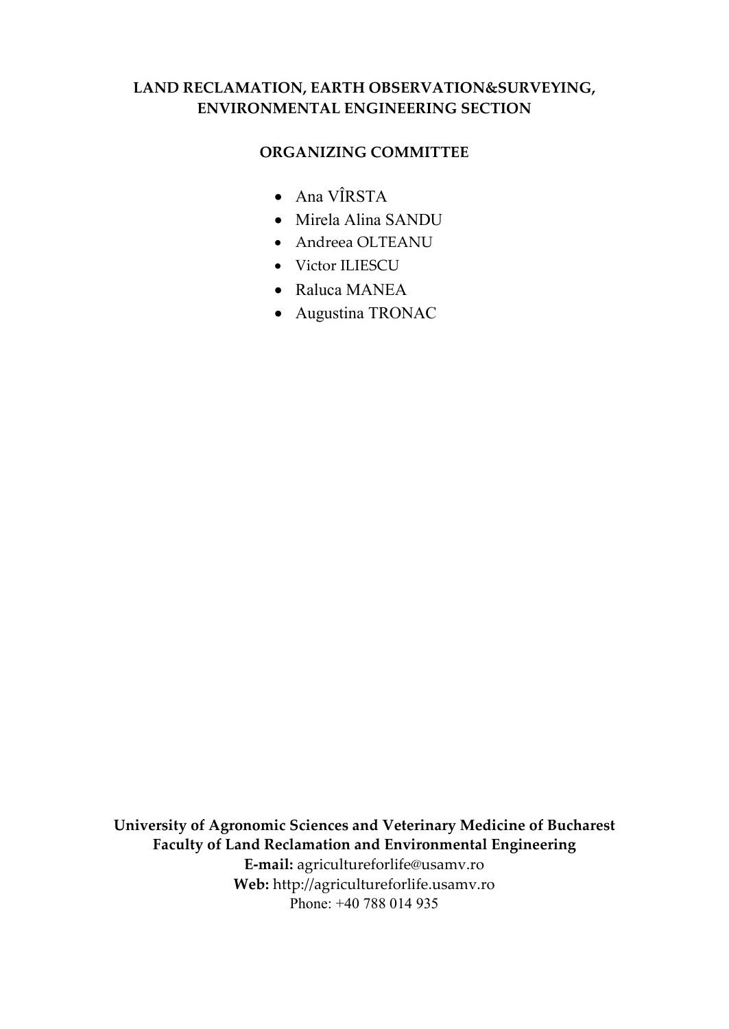## LAND RECLAMATION, EARTH OBSERVATION&SURVEYING, ENVIRONMENTAL ENGINEERING SECTION

### ORGANIZING COMMITTEE

- Ana VÎRSTA
- Mirela Alina SANDU
- Andreea OLTEANU
- Victor ILIESCU
- Raluca MANEA
- Augustina TRONAC

**University of Agronomic Sciences and Veterinary Medicine of Bucharest**
**Faculty of Land Reclamation and Environmental Engineering**
**E-mail:** agricultureforlife@usamv.ro
**Web:** http://agricultureforlife.usamv.ro
Phone: +40 788 014 935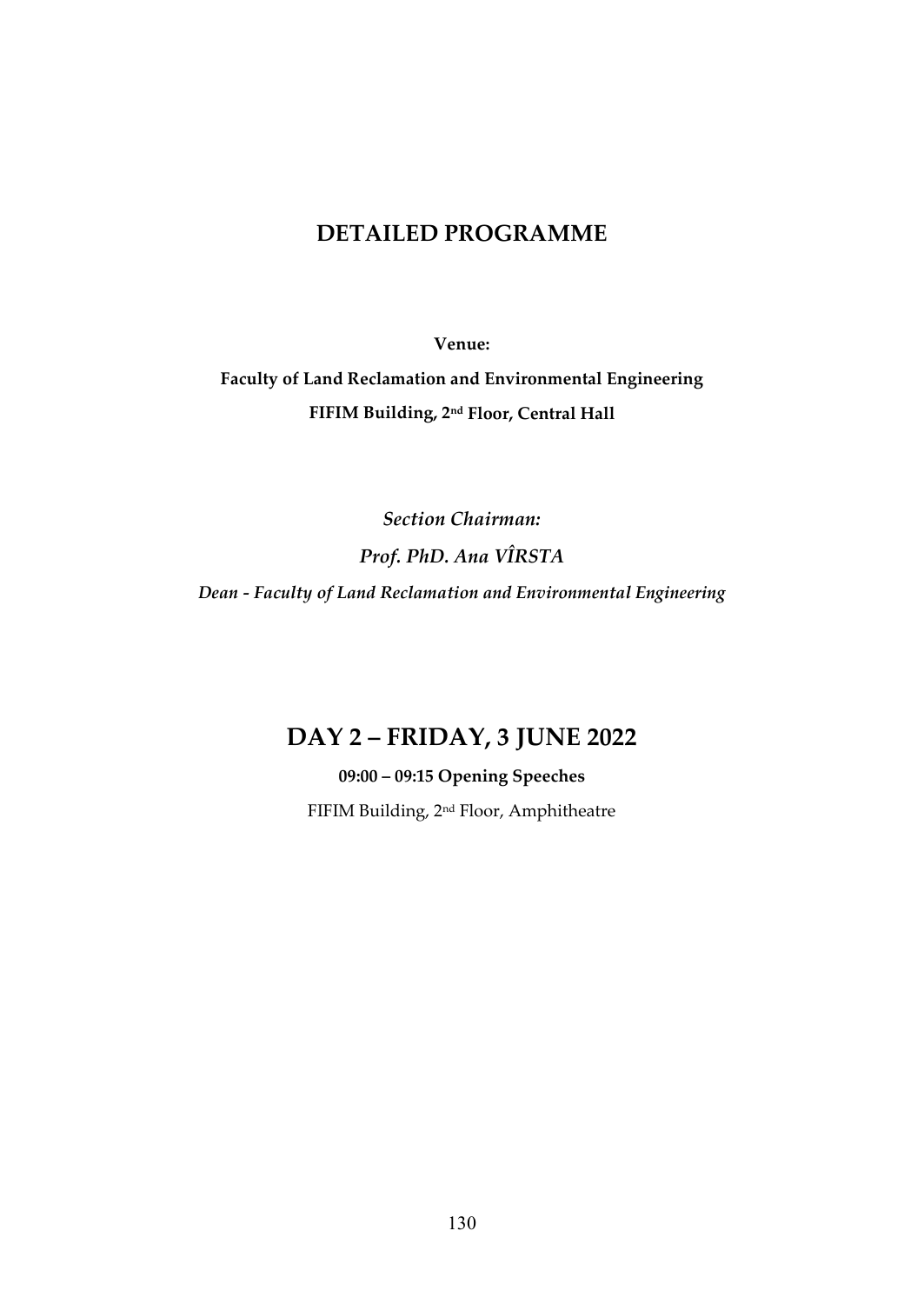# DETAILED PROGRAMME

**Venue:**

**Faculty of Land Reclamation and Environmental Engineering**

**FIFIM Building, 2nd Floor, Central Hall**

***Section Chairman:***

***Prof. PhD. Ana VÎRSTA***

***Dean - Faculty of Land Reclamation and Environmental Engineering***

## DAY 2 – FRIDAY, 3 JUNE 2022

**09:00 – 09:15 Opening Speeches**

FIFIM Building, 2nd Floor, Amphitheatre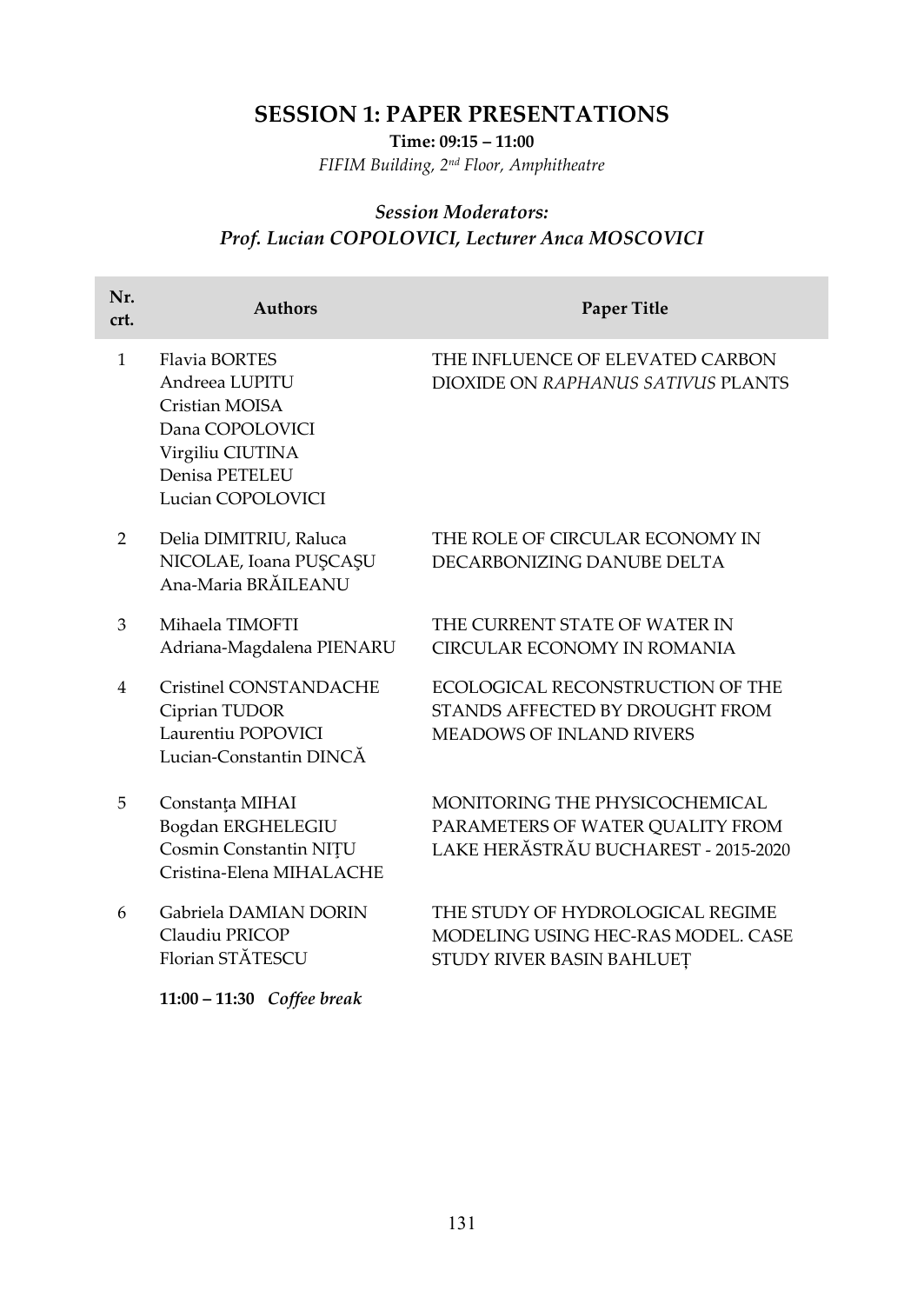## SESSION 1: PAPER PRESENTATIONS

**Time: 09:15 – 11:00**

*FIFIM Building, 2nd Floor, Amphitheatre*

### *Session Moderators:*
### *Prof. Lucian COPOLOVICI, Lecturer Anca MOSCOVICI*

| Nr. crt. | Authors | Paper Title |
|---|---|---|
| 1 | Flavia BORTES<br>Andreea LUPITU<br>Cristian MOISA<br>Dana COPOLOVICI<br>Virgiliu CIUTINA<br>Denisa PETELEU<br>Lucian COPOLOVICI | THE INFLUENCE OF ELEVATED CARBON DIOXIDE ON *RAPHANUS SATIVUS* PLANTS |
| 2 | Delia DIMITRIU, Raluca NICOLAE, Ioana PUŞCAŞU<br>Ana-Maria BRĂILEANU | THE ROLE OF CIRCULAR ECONOMY IN DECARBONIZING DANUBE DELTA |
| 3 | Mihaela TIMOFTI<br>Adriana-Magdalena PIENARU | THE CURRENT STATE OF WATER IN CIRCULAR ECONOMY IN ROMANIA |
| 4 | Cristinel CONSTANDACHE<br>Ciprian TUDOR<br>Laurentiu POPOVICI<br>Lucian-Constantin DINCĂ | ECOLOGICAL RECONSTRUCTION OF THE STANDS AFFECTED BY DROUGHT FROM MEADOWS OF INLAND RIVERS |
| 5 | Constanţa MIHAI<br>Bogdan ERGHELEGIU<br>Cosmin Constantin NIȚU<br>Cristina-Elena MIHALACHE | MONITORING THE PHYSICOCHEMICAL PARAMETERS OF WATER QUALITY FROM LAKE HERĂSTRĂU BUCHAREST - 2015-2020 |
| 6 | Gabriela DAMIAN DORIN<br>Claudiu PRICOP<br>Florian STĂTESCU | THE STUDY OF HYDROLOGICAL REGIME MODELING USING HEC-RAS MODEL. CASE STUDY RIVER BASIN BAHLUEȚ |

**11:00 – 11:30** ***Coffee break***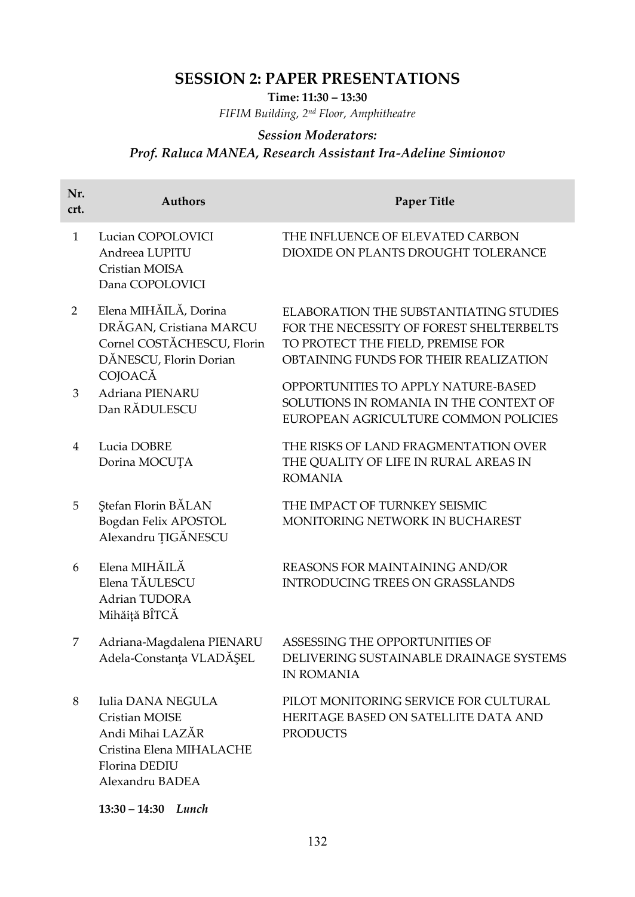## SESSION 2: PAPER PRESENTATIONS

**Time: 11:30 – 13:30**

*FIFIM Building, 2nd Floor, Amphitheatre*

***Session Moderators:***

***Prof. Raluca MANEA, Research Assistant Ira-Adeline Simionov***

| Nr. crt. | Authors | Paper Title |
|---|---|---|
| 1 | Lucian COPOLOVICI<br>Andreea LUPITU<br>Cristian MOISA<br>Dana COPOLOVICI | THE INFLUENCE OF ELEVATED CARBON DIOXIDE ON PLANTS DROUGHT TOLERANCE |
| 2 | Elena MIHĂILĂ, Dorina DRĂGAN, Cristiana MARCU Cornel COSTĂCHESCU, Florin DĂNESCU, Florin Dorian COJOACĂ | ELABORATION THE SUBSTANTIATING STUDIES FOR THE NECESSITY OF FOREST SHELTERBELTS TO PROTECT THE FIELD, PREMISE FOR OBTAINING FUNDS FOR THEIR REALIZATION |
| 3 | Adriana PIENARU<br>Dan RĂDULESCU | OPPORTUNITIES TO APPLY NATURE-BASED SOLUTIONS IN ROMANIA IN THE CONTEXT OF EUROPEAN AGRICULTURE COMMON POLICIES |
| 4 | Lucia DOBRE<br>Dorina MOCUȚA | THE RISKS OF LAND FRAGMENTATION OVER THE QUALITY OF LIFE IN RURAL AREAS IN ROMANIA |
| 5 | Ștefan Florin BĂLAN<br>Bogdan Felix APOSTOL<br>Alexandru ȚIGĂNESCU | THE IMPACT OF TURNKEY SEISMIC MONITORING NETWORK IN BUCHAREST |
| 6 | Elena MIHĂILĂ<br>Elena TĂULESCU<br>Adrian TUDORA<br>Mihăiță BÎTCĂ | REASONS FOR MAINTAINING AND/OR INTRODUCING TREES ON GRASSLANDS |
| 7 | Adriana-Magdalena PIENARU<br>Adela-Constanța VLADĂȘEL | ASSESSING THE OPPORTUNITIES OF DELIVERING SUSTAINABLE DRAINAGE SYSTEMS IN ROMANIA |
| 8 | Iulia DANA NEGULA<br>Cristian MOISE<br>Andi Mihai LAZĂR<br>Cristina Elena MIHALACHE<br>Florina DEDIU<br>Alexandru BADEA | PILOT MONITORING SERVICE FOR CULTURAL HERITAGE BASED ON SATELLITE DATA AND PRODUCTS |

**13:30 – 14:30** ***Lunch***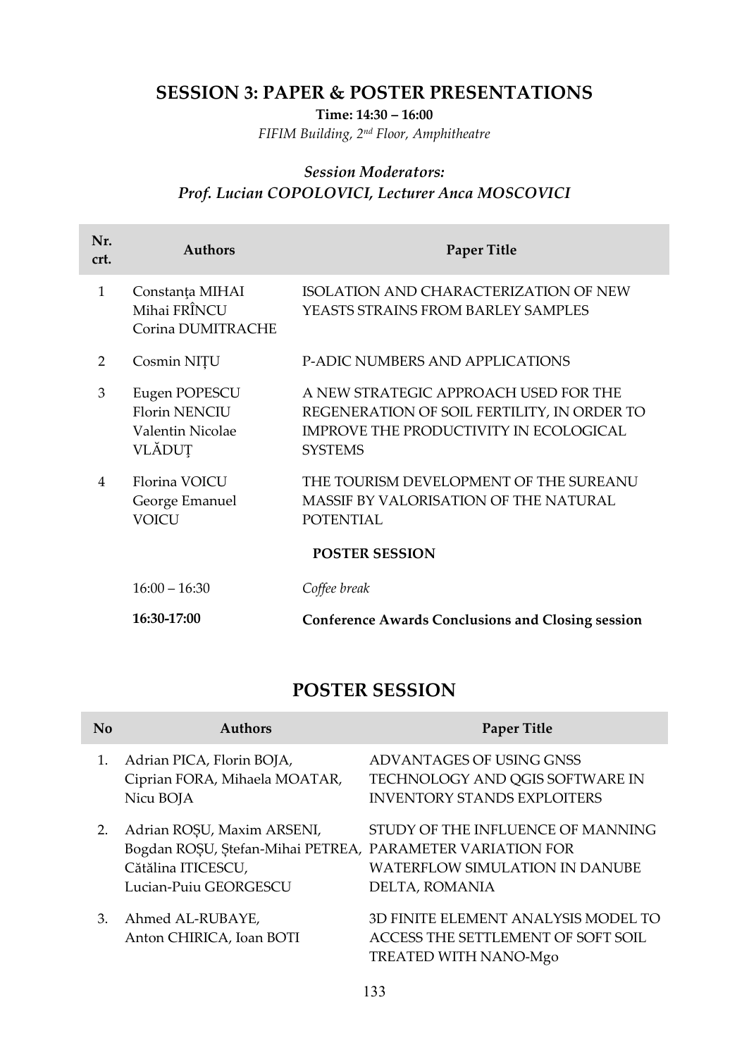## SESSION 3: PAPER & POSTER PRESENTATIONS

**Time: 14:30 – 16:00**

*FIFIM Building, 2nd Floor, Amphitheatre*

***Session Moderators:***
***Prof. Lucian COPOLOVICI, Lecturer Anca MOSCOVICI***

| Nr. crt. | Authors | Paper Title |
|---|---|---|
| 1 | Constanța MIHAI<br>Mihai FRÎNCU<br>Corina DUMITRACHE | ISOLATION AND CHARACTERIZATION OF NEW YEASTS STRAINS FROM BARLEY SAMPLES |
| 2 | Cosmin NIȚU | P-ADIC NUMBERS AND APPLICATIONS |
| 3 | Eugen POPESCU<br>Florin NENCIU<br>Valentin Nicolae VLĂDUȚ | A NEW STRATEGIC APPROACH USED FOR THE REGENERATION OF SOIL FERTILITY, IN ORDER TO IMPROVE THE PRODUCTIVITY IN ECOLOGICAL SYSTEMS |
| 4 | Florina VOICU<br>George Emanuel VOICU | THE TOURISM DEVELOPMENT OF THE SUREANU MASSIF BY VALORISATION OF THE NATURAL POTENTIAL |
| | | **POSTER SESSION** |
| | 16:00 – 16:30 | *Coffee break* |
| | **16:30-17:00** | **Conference Awards Conclusions and Closing session** |

## POSTER SESSION

| No | Authors | Paper Title |
|---|---|---|
| 1. | Adrian PICA, Florin BOJA, Ciprian FORA, Mihaela MOATAR, Nicu BOJA | ADVANTAGES OF USING GNSS TECHNOLOGY AND QGIS SOFTWARE IN INVENTORY STANDS EXPLOITERS |
| 2. | Adrian ROȘU, Maxim ARSENI, Bogdan ROȘU, Ștefan-Mihai PETREA, Cătălina ITICESCU, Lucian-Puiu GEORGESCU | STUDY OF THE INFLUENCE OF MANNING PARAMETER VARIATION FOR WATERFLOW SIMULATION IN DANUBE DELTA, ROMANIA |
| 3. | Ahmed AL-RUBAYE, Anton CHIRICA, Ioan BOTI | 3D FINITE ELEMENT ANALYSIS MODEL TO ACCESS THE SETTLEMENT OF SOFT SOIL TREATED WITH NANO-Mgo |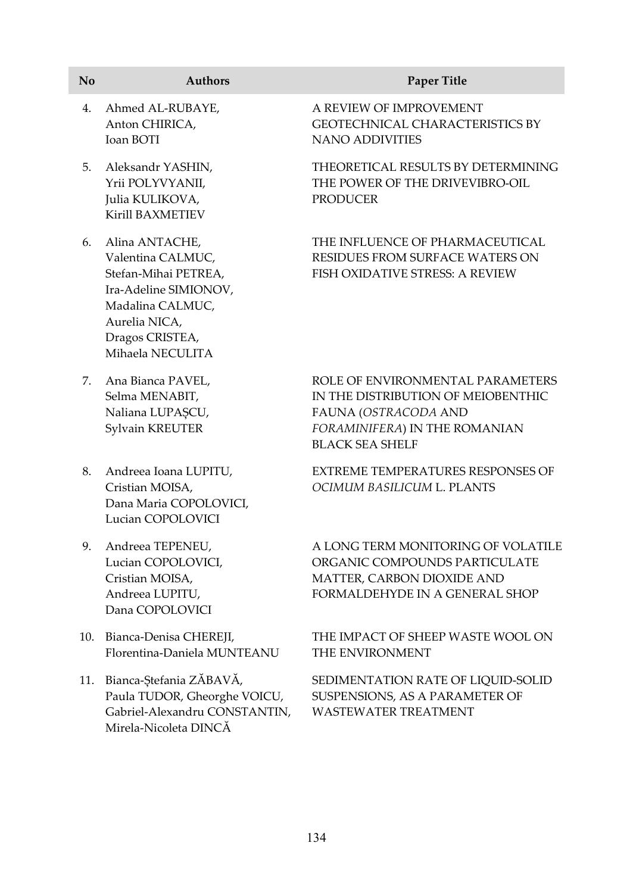| No | Authors | Paper Title |
|---|---|---|
| 4. | Ahmed AL-RUBAYE, Anton CHIRICA, Ioan BOTI | A REVIEW OF IMPROVEMENT GEOTECHNICAL CHARACTERISTICS BY NANO ADDIVITIES |
| 5. | Aleksandr YASHIN, Yrii POLYVYANII, Julia KULIKOVA, Kirill BAXMETIEV | THEORETICAL RESULTS BY DETERMINING THE POWER OF THE DRIVEVIBRO-OIL PRODUCER |
| 6. | Alina ANTACHE, Valentina CALMUC, Stefan-Mihai PETREA, Ira-Adeline SIMIONOV, Madalina CALMUC, Aurelia NICA, Dragos CRISTEA, Mihaela NECULITA | THE INFLUENCE OF PHARMACEUTICAL RESIDUES FROM SURFACE WATERS ON FISH OXIDATIVE STRESS: A REVIEW |
| 7. | Ana Bianca PAVEL, Selma MENABIT, Naliana LUPAȘCU, Sylvain KREUTER | ROLE OF ENVIRONMENTAL PARAMETERS IN THE DISTRIBUTION OF MEIOBENTHIC FAUNA (*OSTRACODA* AND *FORAMINIFERA*) IN THE ROMANIAN BLACK SEA SHELF |
| 8. | Andreea Ioana LUPITU, Cristian MOISA, Dana Maria COPOLOVICI, Lucian COPOLOVICI | EXTREME TEMPERATURES RESPONSES OF *OCIMUM BASILICUM* L. PLANTS |
| 9. | Andreea TEPENEU, Lucian COPOLOVICI, Cristian MOISA, Andreea LUPITU, Dana COPOLOVICI | A LONG TERM MONITORING OF VOLATILE ORGANIC COMPOUNDS PARTICULATE MATTER, CARBON DIOXIDE AND FORMALDEHYDE IN A GENERAL SHOP |
| 10. | Bianca-Denisa CHEREJI, Florentina-Daniela MUNTEANU | THE IMPACT OF SHEEP WASTE WOOL ON THE ENVIRONMENT |
| 11. | Bianca-Ștefania ZĂBAVĂ, Paula TUDOR, Gheorghe VOICU, Gabriel-Alexandru CONSTANTIN, Mirela-Nicoleta DINCĂ | SEDIMENTATION RATE OF LIQUID-SOLID SUSPENSIONS, AS A PARAMETER OF WASTEWATER TREATMENT |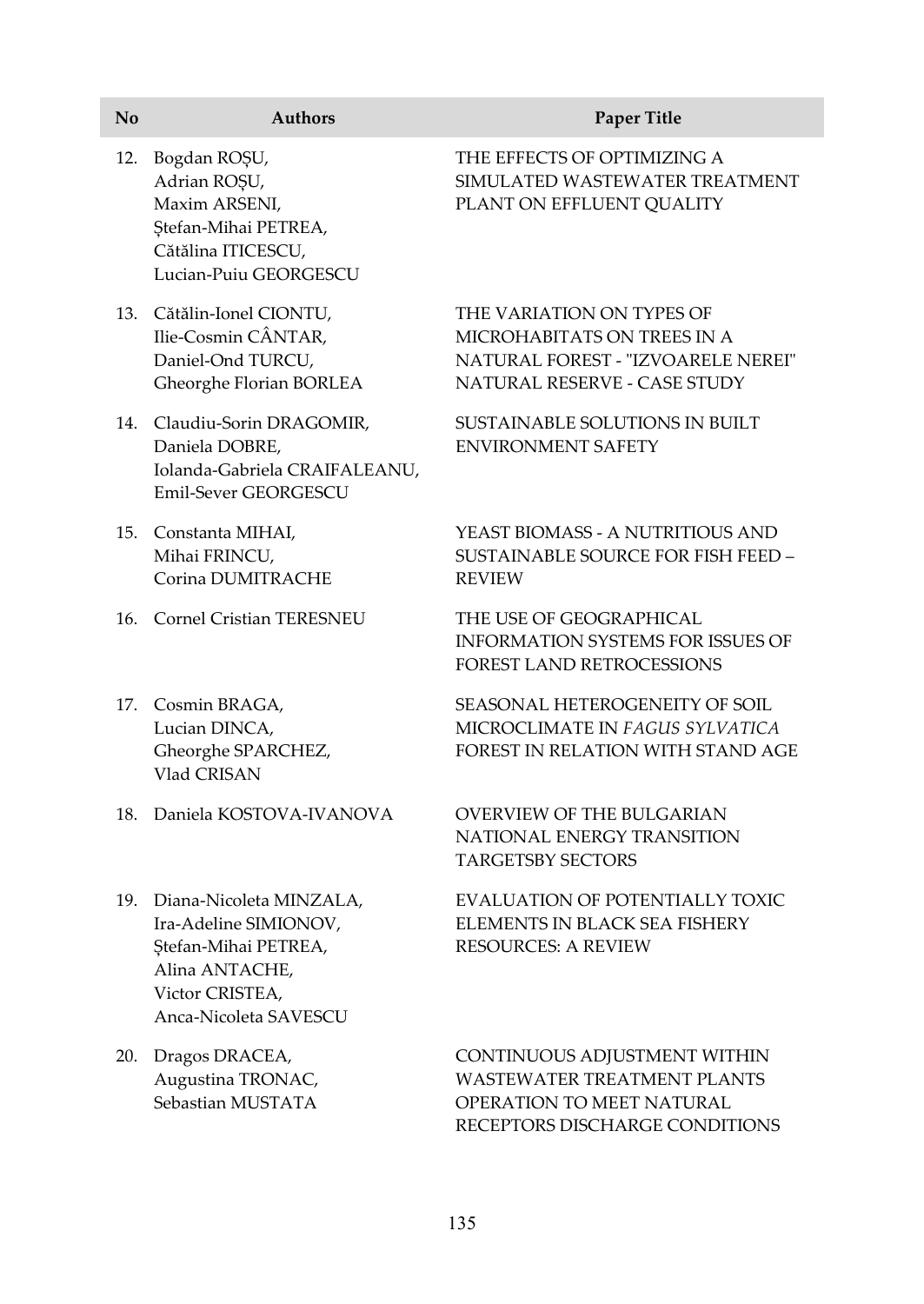| No | Authors | Paper Title |
| --- | --- | --- |
| 12. | Bogdan ROȘU, Adrian ROȘU, Maxim ARSENI, Ștefan-Mihai PETREA, Cătălina ITICESCU, Lucian-Puiu GEORGESCU | THE EFFECTS OF OPTIMIZING A SIMULATED WASTEWATER TREATMENT PLANT ON EFFLUENT QUALITY |
| 13. | Cătălin-Ionel CIONTU, Ilie-Cosmin CÂNTAR, Daniel-Ond TURCU, Gheorghe Florian BORLEA | THE VARIATION ON TYPES OF MICROHABITATS ON TREES IN A NATURAL FOREST - "IZVOARELE NEREI" NATURAL RESERVE - CASE STUDY |
| 14. | Claudiu-Sorin DRAGOMIR, Daniela DOBRE, Iolanda-Gabriela CRAIFALEANU, Emil-Sever GEORGESCU | SUSTAINABLE SOLUTIONS IN BUILT ENVIRONMENT SAFETY |
| 15. | Constanta MIHAI, Mihai FRINCU, Corina DUMITRACHE | YEAST BIOMASS - A NUTRITIOUS AND SUSTAINABLE SOURCE FOR FISH FEED – REVIEW |
| 16. | Cornel Cristian TERESNEU | THE USE OF GEOGRAPHICAL INFORMATION SYSTEMS FOR ISSUES OF FOREST LAND RETROCESSIONS |
| 17. | Cosmin BRAGA, Lucian DINCA, Gheorghe SPARCHEZ, Vlad CRISAN | SEASONAL HETEROGENEITY OF SOIL MICROCLIMATE IN *FAGUS SYLVATICA* FOREST IN RELATION WITH STAND AGE |
| 18. | Daniela KOSTOVA-IVANOVA | OVERVIEW OF THE BULGARIAN NATIONAL ENERGY TRANSITION TARGETSBY SECTORS |
| 19. | Diana-Nicoleta MINZALA, Ira-Adeline SIMIONOV, Ștefan-Mihai PETREA, Alina ANTACHE, Victor CRISTEA, Anca-Nicoleta SAVESCU | EVALUATION OF POTENTIALLY TOXIC ELEMENTS IN BLACK SEA FISHERY RESOURCES: A REVIEW |
| 20. | Dragos DRACEA, Augustina TRONAC, Sebastian MUSTATA | CONTINUOUS ADJUSTMENT WITHIN WASTEWATER TREATMENT PLANTS OPERATION TO MEET NATURAL RECEPTORS DISCHARGE CONDITIONS |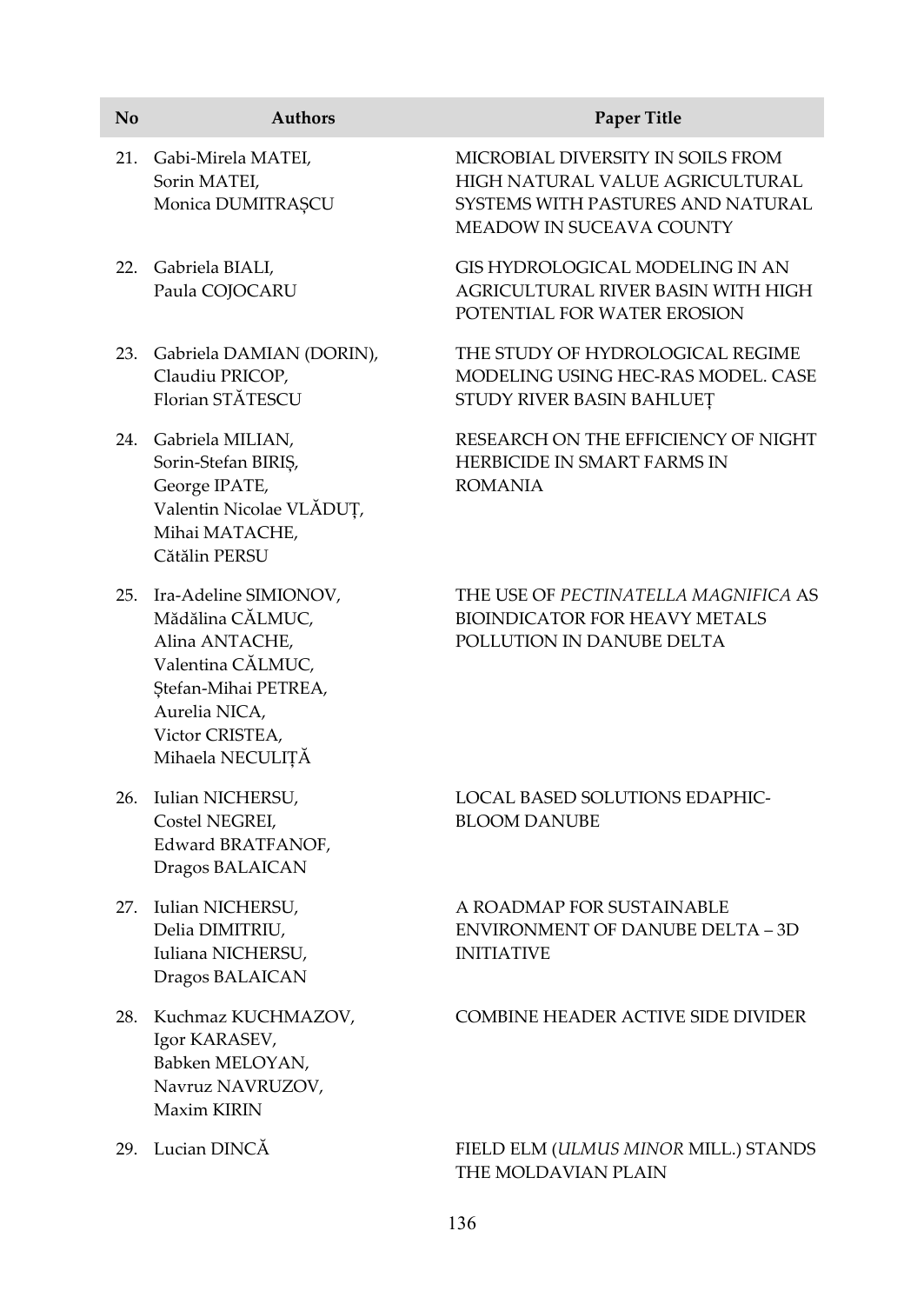| No | Authors | Paper Title |
|---|---|---|
| 21. | Gabi-Mirela MATEI, Sorin MATEI, Monica DUMITRAȘCU | MICROBIAL DIVERSITY IN SOILS FROM HIGH NATURAL VALUE AGRICULTURAL SYSTEMS WITH PASTURES AND NATURAL MEADOW IN SUCEAVA COUNTY |
| 22. | Gabriela BIALI, Paula COJOCARU | GIS HYDROLOGICAL MODELING IN AN AGRICULTURAL RIVER BASIN WITH HIGH POTENTIAL FOR WATER EROSION |
| 23. | Gabriela DAMIAN (DORIN), Claudiu PRICOP, Florian STĂTESCU | THE STUDY OF HYDROLOGICAL REGIME MODELING USING HEC-RAS MODEL. CASE STUDY RIVER BASIN BAHLUEȚ |
| 24. | Gabriela MILIAN, Sorin-Stefan BIRIȘ, George IPATE, Valentin Nicolae VLĂDUȚ, Mihai MATACHE, Cătălin PERSU | RESEARCH ON THE EFFICIENCY OF NIGHT HERBICIDE IN SMART FARMS IN ROMANIA |
| 25. | Ira-Adeline SIMIONOV, Mădălina CĂLMUC, Alina ANTACHE, Valentina CĂLMUC, Ștefan-Mihai PETREA, Aurelia NICA, Victor CRISTEA, Mihaela NECULIȚĂ | THE USE OF *PECTINATELLA MAGNIFICA* AS BIOINDICATOR FOR HEAVY METALS POLLUTION IN DANUBE DELTA |
| 26. | Iulian NICHERSU, Costel NEGREI, Edward BRATFANOF, Dragos BALAICAN | LOCAL BASED SOLUTIONS EDAPHIC-BLOOM DANUBE |
| 27. | Iulian NICHERSU, Delia DIMITRIU, Iuliana NICHERSU, Dragos BALAICAN | A ROADMAP FOR SUSTAINABLE ENVIRONMENT OF DANUBE DELTA – 3D INITIATIVE |
| 28. | Kuchmaz KUCHMAZOV, Igor KARASEV, Babken MELOYAN, Navruz NAVRUZOV, Maxim KIRIN | COMBINE HEADER ACTIVE SIDE DIVIDER |
| 29. | Lucian DINCĂ | FIELD ELM (*ULMUS MINOR* MILL.) STANDS THE MOLDAVIAN PLAIN |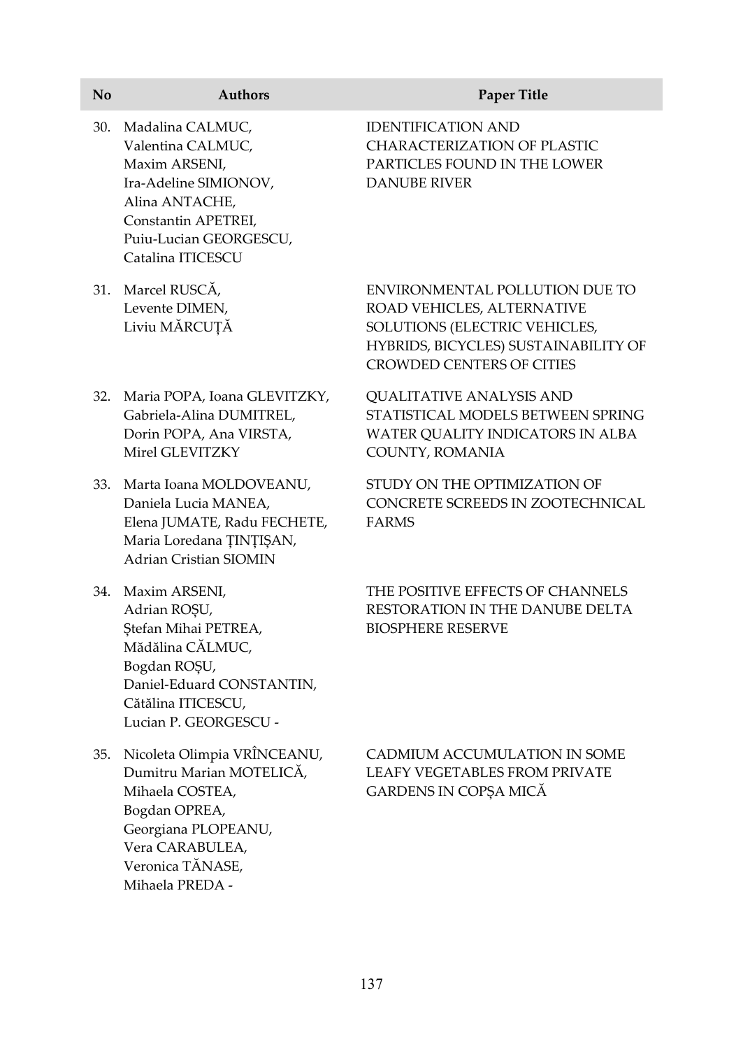| No | Authors | Paper Title |
|---|---|---|
| 30. | Madalina CALMUC, Valentina CALMUC, Maxim ARSENI, Ira-Adeline SIMIONOV, Alina ANTACHE, Constantin APETREI, Puiu-Lucian GEORGESCU, Catalina ITICESCU | IDENTIFICATION AND CHARACTERIZATION OF PLASTIC PARTICLES FOUND IN THE LOWER DANUBE RIVER |
| 31. | Marcel RUSCĂ, Levente DIMEN, Liviu MĂRCUȚĂ | ENVIRONMENTAL POLLUTION DUE TO ROAD VEHICLES, ALTERNATIVE SOLUTIONS (ELECTRIC VEHICLES, HYBRIDS, BICYCLES) SUSTAINABILITY OF CROWDED CENTERS OF CITIES |
| 32. | Maria POPA, Ioana GLEVITZKY, Gabriela-Alina DUMITREL, Dorin POPA, Ana VIRSTA, Mirel GLEVITZKY | QUALITATIVE ANALYSIS AND STATISTICAL MODELS BETWEEN SPRING WATER QUALITY INDICATORS IN ALBA COUNTY, ROMANIA |
| 33. | Marta Ioana MOLDOVEANU, Daniela Lucia MANEA, Elena JUMATE, Radu FECHETE, Maria Loredana ȚINȚIȘAN, Adrian Cristian SIOMIN | STUDY ON THE OPTIMIZATION OF CONCRETE SCREEDS IN ZOOTECHNICAL FARMS |
| 34. | Maxim ARSENI, Adrian ROȘU, Ștefan Mihai PETREA, Mădălina CĂLMUC, Bogdan ROȘU, Daniel-Eduard CONSTANTIN, Cătălina ITICESCU, Lucian P. GEORGESCU - | THE POSITIVE EFFECTS OF CHANNELS RESTORATION IN THE DANUBE DELTA BIOSPHERE RESERVE |
| 35. | Nicoleta Olimpia VRÎNCEANU, Dumitru Marian MOTELICĂ, Mihaela COSTEA, Bogdan OPREA, Georgiana PLOPEANU, Vera CARABULEA, Veronica TĂNASE, Mihaela PREDA - | CADMIUM ACCUMULATION IN SOME LEAFY VEGETABLES FROM PRIVATE GARDENS IN COPȘA MICĂ |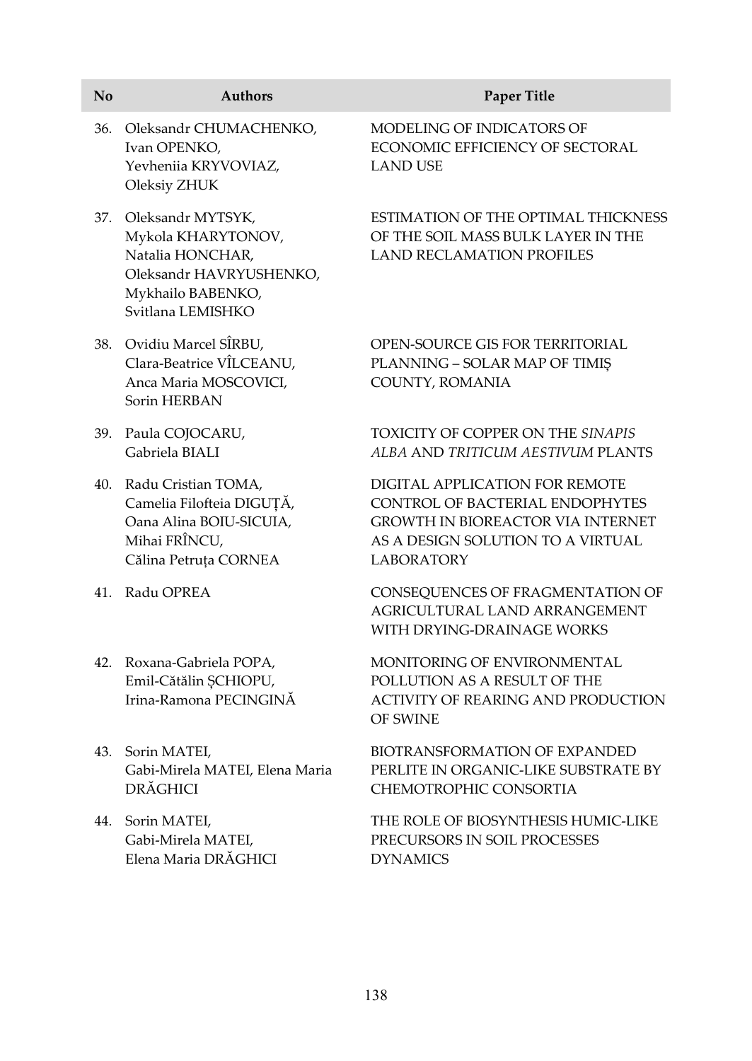| No | Authors | Paper Title |
|---|---|---|
| 36. | Oleksandr CHUMACHENKO, Ivan OPENKO, Yevheniia KRYVOVIAZ, Oleksiy ZHUK | MODELING OF INDICATORS OF ECONOMIC EFFICIENCY OF SECTORAL LAND USE |
| 37. | Oleksandr MYTSYK, Mykola KHARYTONOV, Natalia HONCHAR, Oleksandr HAVRYUSHENKO, Mykhailo BABENKO, Svitlana LEMISHKO | ESTIMATION OF THE OPTIMAL THICKNESS OF THE SOIL MASS BULK LAYER IN THE LAND RECLAMATION PROFILES |
| 38. | Ovidiu Marcel SÎRBU, Clara-Beatrice VÎLCEANU, Anca Maria MOSCOVICI, Sorin HERBAN | OPEN-SOURCE GIS FOR TERRITORIAL PLANNING – SOLAR MAP OF TIMIȘ COUNTY, ROMANIA |
| 39. | Paula COJOCARU, Gabriela BIALI | TOXICITY OF COPPER ON THE *SINAPIS ALBA* AND *TRITICUM AESTIVUM* PLANTS |
| 40. | Radu Cristian TOMA, Camelia Filofteia DIGUȚĂ, Oana Alina BOIU-SICUIA, Mihai FRÎNCU, Călina Petruța CORNEA | DIGITAL APPLICATION FOR REMOTE CONTROL OF BACTERIAL ENDOPHYTES GROWTH IN BIOREACTOR VIA INTERNET AS A DESIGN SOLUTION TO A VIRTUAL LABORATORY |
| 41. | Radu OPREA | CONSEQUENCES OF FRAGMENTATION OF AGRICULTURAL LAND ARRANGEMENT WITH DRYING-DRAINAGE WORKS |
| 42. | Roxana-Gabriela POPA, Emil-Cătălin ȘCHIOPU, Irina-Ramona PECINGINĂ | MONITORING OF ENVIRONMENTAL POLLUTION AS A RESULT OF THE ACTIVITY OF REARING AND PRODUCTION OF SWINE |
| 43. | Sorin MATEI, Gabi-Mirela MATEI, Elena Maria DRĂGHICI | BIOTRANSFORMATION OF EXPANDED PERLITE IN ORGANIC-LIKE SUBSTRATE BY CHEMOTROPHIC CONSORTIA |
| 44. | Sorin MATEI, Gabi-Mirela MATEI, Elena Maria DRĂGHICI | THE ROLE OF BIOSYNTHESIS HUMIC-LIKE PRECURSORS IN SOIL PROCESSES DYNAMICS |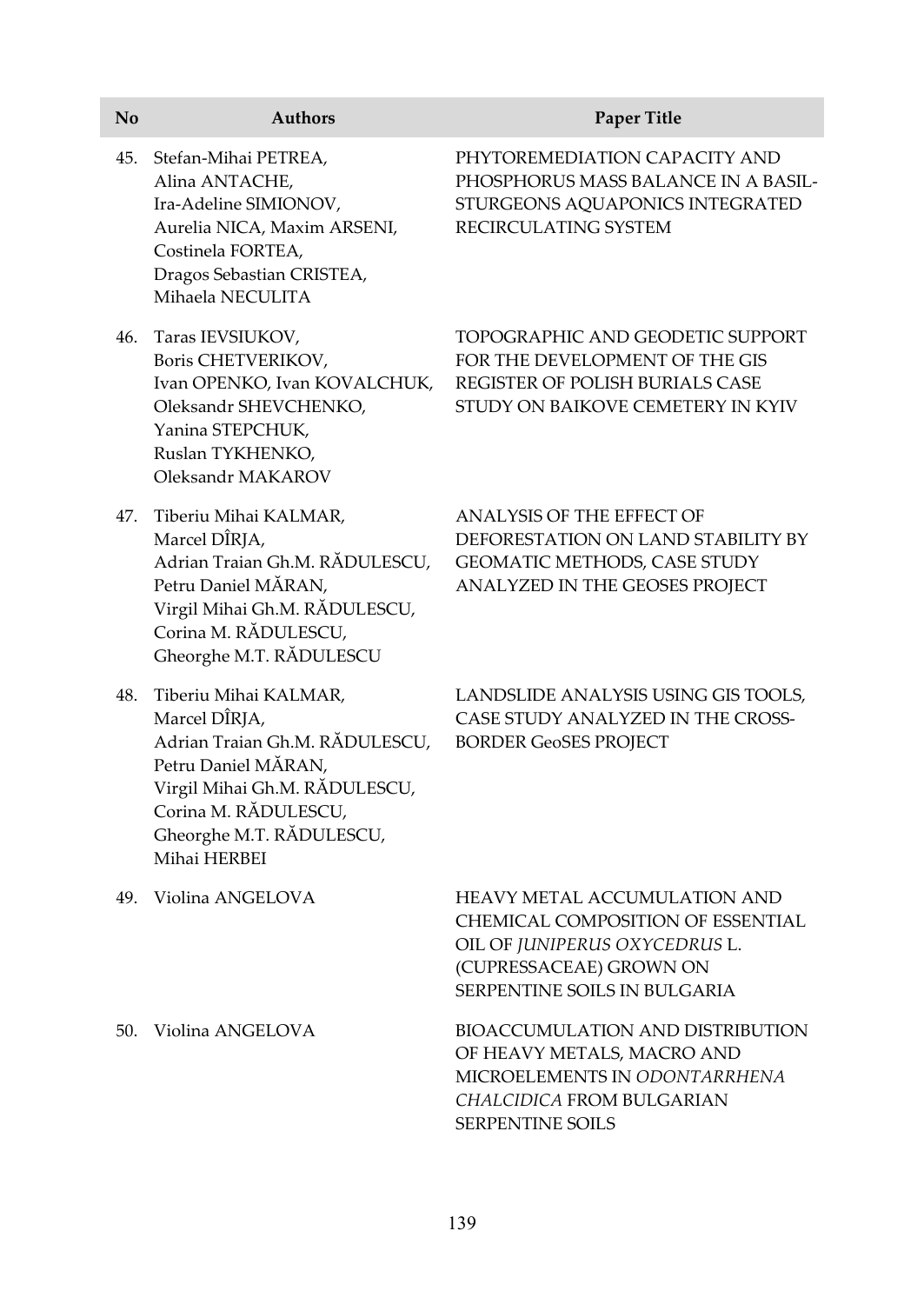| No | Authors | Paper Title |
| --- | --- | --- |
| 45. | Stefan-Mihai PETREA, Alina ANTACHE, Ira-Adeline SIMIONOV, Aurelia NICA, Maxim ARSENI, Costinela FORTEA, Dragos Sebastian CRISTEA, Mihaela NECULITA | PHYTOREMEDIATION CAPACITY AND PHOSPHORUS MASS BALANCE IN A BASIL-STURGEONS AQUAPONICS INTEGRATED RECIRCULATING SYSTEM |
| 46. | Taras IEVSIUKOV, Boris CHETVERIKOV, Ivan OPENKO, Ivan KOVALCHUK, Oleksandr SHEVCHENKO, Yanina STEPCHUK, Ruslan TYKHENKO, Oleksandr MAKAROV | TOPOGRAPHIC AND GEODETIC SUPPORT FOR THE DEVELOPMENT OF THE GIS REGISTER OF POLISH BURIALS CASE STUDY ON BAIKOVE CEMETERY IN KYIV |
| 47. | Tiberiu Mihai KALMAR, Marcel DÎRJA, Adrian Traian Gh.M. RĂDULESCU, Petru Daniel MĂRAN, Virgil Mihai Gh.M. RĂDULESCU, Corina M. RĂDULESCU, Gheorghe M.T. RĂDULESCU | ANALYSIS OF THE EFFECT OF DEFORESTATION ON LAND STABILITY BY GEOMATIC METHODS, CASE STUDY ANALYZED IN THE GEOSES PROJECT |
| 48. | Tiberiu Mihai KALMAR, Marcel DÎRJA, Adrian Traian Gh.M. RĂDULESCU, Petru Daniel MĂRAN, Virgil Mihai Gh.M. RĂDULESCU, Corina M. RĂDULESCU, Gheorghe M.T. RĂDULESCU, Mihai HERBEI | LANDSLIDE ANALYSIS USING GIS TOOLS, CASE STUDY ANALYZED IN THE CROSS-BORDER GeoSES PROJECT |
| 49. | Violina ANGELOVA | HEAVY METAL ACCUMULATION AND CHEMICAL COMPOSITION OF ESSENTIAL OIL OF *JUNIPERUS OXYCEDRUS* L. (CUPRESSACEAE) GROWN ON SERPENTINE SOILS IN BULGARIA |
| 50. | Violina ANGELOVA | BIOACCUMULATION AND DISTRIBUTION OF HEAVY METALS, MACRO AND MICROELEMENTS IN *ODONTARRHENA CHALCIDICA* FROM BULGARIAN SERPENTINE SOILS |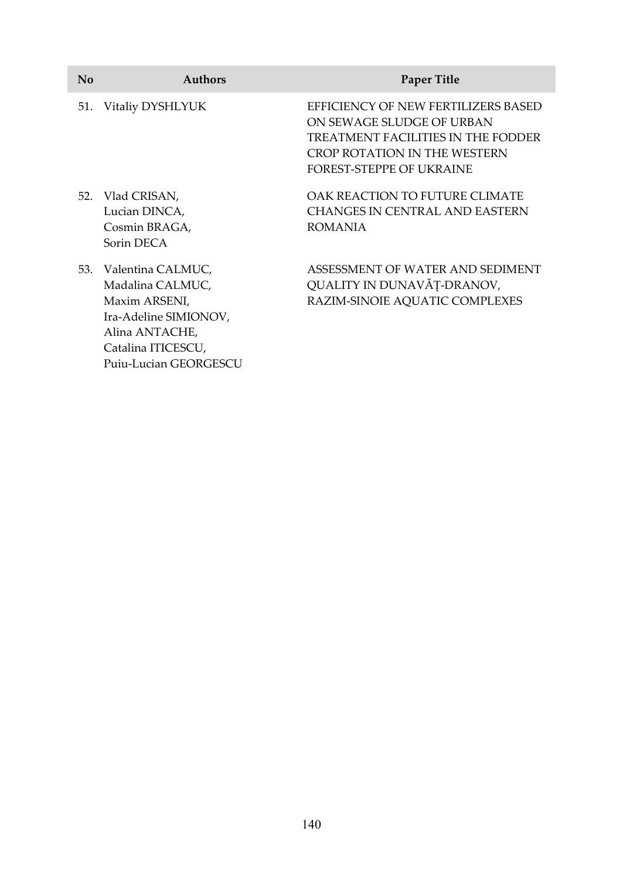| No | Authors | Paper Title |
|---|---|---|
| 51. | Vitaliy DYSHLYUK | EFFICIENCY OF NEW FERTILIZERS BASED ON SEWAGE SLUDGE OF URBAN TREATMENT FACILITIES IN THE FODDER CROP ROTATION IN THE WESTERN FOREST-STEPPE OF UKRAINE |
| 52. | Vlad CRISAN, Lucian DINCA, Cosmin BRAGA, Sorin DECA | OAK REACTION TO FUTURE CLIMATE CHANGES IN CENTRAL AND EASTERN ROMANIA |
| 53. | Valentina CALMUC, Madalina CALMUC, Maxim ARSENI, Ira-Adeline SIMIONOV, Alina ANTACHE, Catalina ITICESCU, Puiu-Lucian GEORGESCU | ASSESSMENT OF WATER AND SEDIMENT QUALITY IN DUNAVĂȚ-DRANOV, RAZIM-SINOIE AQUATIC COMPLEXES |